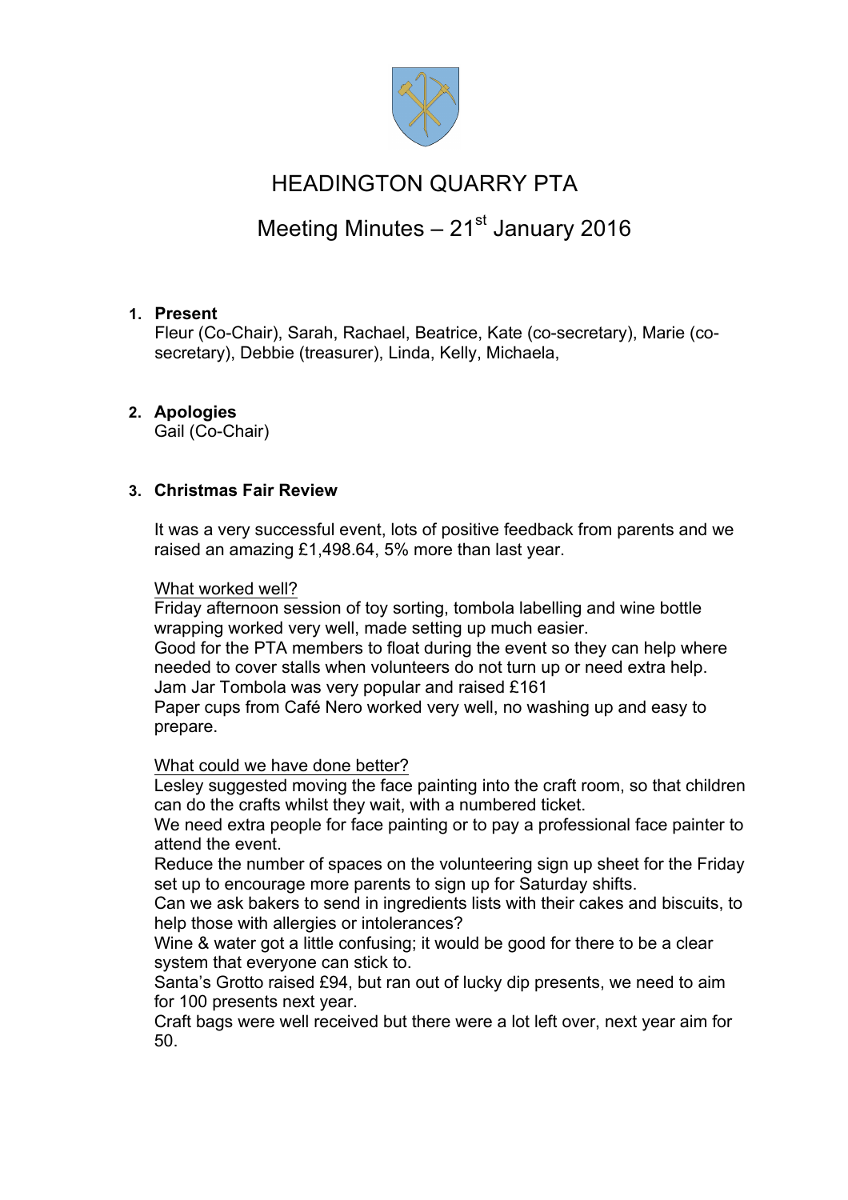# HEADINGTON QUARRY PTA

## Meeting Minutes – 21st January 2016

1. **Present**
   Fleur (Co-Chair), Sarah, Rachael, Beatrice, Kate (co-secretary), Marie (co-secretary), Debbie (treasurer), Linda, Kelly, Michaela,

2. **Apologies**
   Gail (Co-Chair)

3. **Christmas Fair Review**

   It was a very successful event, lots of positive feedback from parents and we raised an amazing £1,498.64, 5% more than last year.

   <u>What worked well?</u>
   Friday afternoon session of toy sorting, tombola labelling and wine bottle wrapping worked very well, made setting up much easier.
   Good for the PTA members to float during the event so they can help where needed to cover stalls when volunteers do not turn up or need extra help.
   Jam Jar Tombola was very popular and raised £161
   Paper cups from Café Nero worked very well, no washing up and easy to prepare.

   <u>What could we have done better?</u>
   Lesley suggested moving the face painting into the craft room, so that children can do the crafts whilst they wait, with a numbered ticket.
   We need extra people for face painting or to pay a professional face painter to attend the event.
   Reduce the number of spaces on the volunteering sign up sheet for the Friday set up to encourage more parents to sign up for Saturday shifts.
   Can we ask bakers to send in ingredients lists with their cakes and biscuits, to help those with allergies or intolerances?
   Wine & water got a little confusing; it would be good for there to be a clear system that everyone can stick to.
   Santa's Grotto raised £94, but ran out of lucky dip presents, we need to aim for 100 presents next year.
   Craft bags were well received but there were a lot left over, next year aim for 50.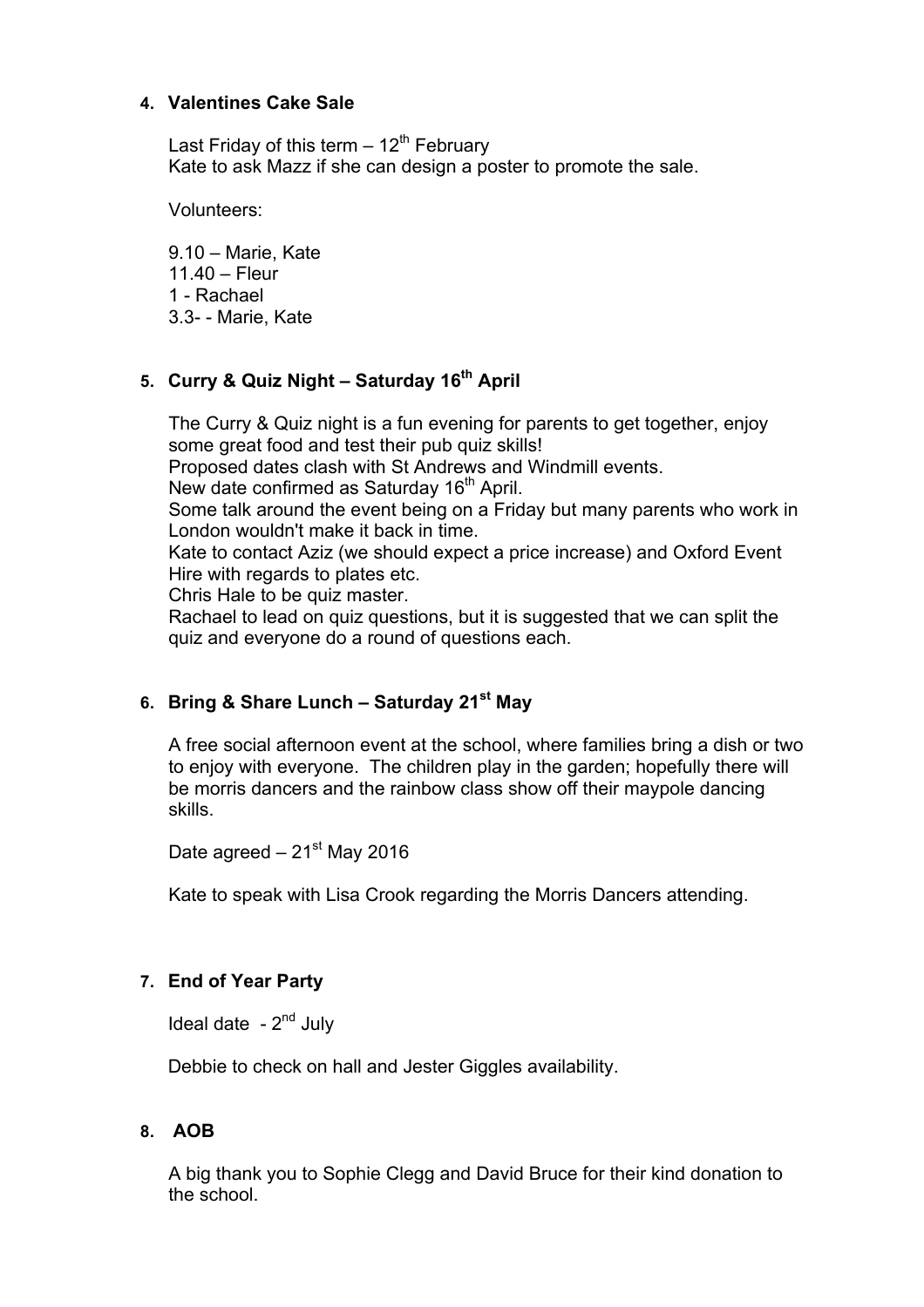## 4. Valentines Cake Sale

Last Friday of this term – 12th February
Kate to ask Mazz if she can design a poster to promote the sale.

Volunteers:

9.10 – Marie, Kate
11.40 – Fleur
1 - Rachael
3.3- - Marie, Kate

## 5. Curry & Quiz Night – Saturday 16th April

The Curry & Quiz night is a fun evening for parents to get together, enjoy some great food and test their pub quiz skills!
Proposed dates clash with St Andrews and Windmill events.
New date confirmed as Saturday 16th April.
Some talk around the event being on a Friday but many parents who work in London wouldn't make it back in time.
Kate to contact Aziz (we should expect a price increase) and Oxford Event Hire with regards to plates etc.
Chris Hale to be quiz master.
Rachael to lead on quiz questions, but it is suggested that we can split the quiz and everyone do a round of questions each.

## 6. Bring & Share Lunch – Saturday 21st May

A free social afternoon event at the school, where families bring a dish or two to enjoy with everyone. The children play in the garden; hopefully there will be morris dancers and the rainbow class show off their maypole dancing skills.

Date agreed – 21st May 2016

Kate to speak with Lisa Crook regarding the Morris Dancers attending.

## 7. End of Year Party

Ideal date - 2nd July

Debbie to check on hall and Jester Giggles availability.

## 8. AOB

A big thank you to Sophie Clegg and David Bruce for their kind donation to the school.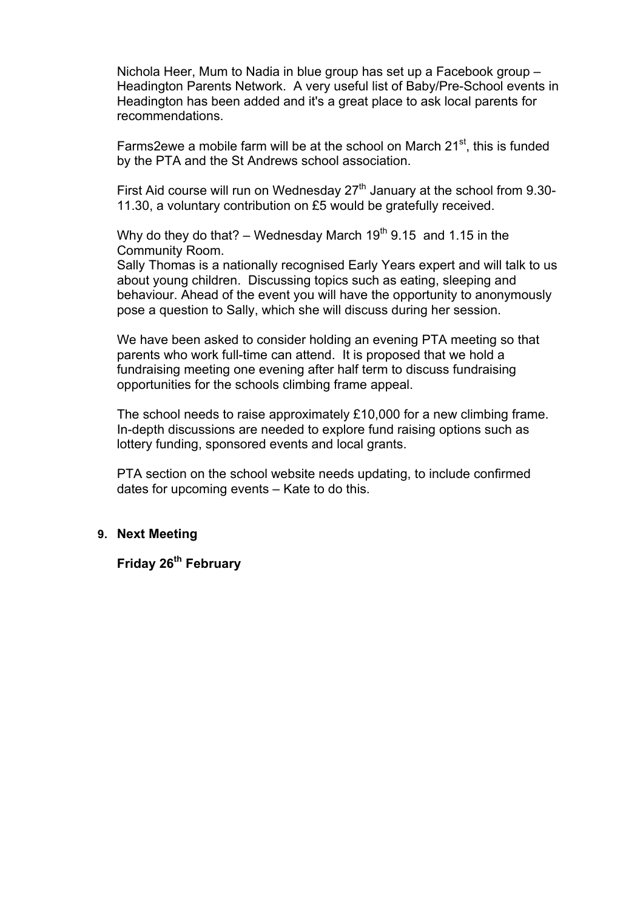Nichola Heer, Mum to Nadia in blue group has set up a Facebook group – Headington Parents Network. A very useful list of Baby/Pre-School events in Headington has been added and it's a great place to ask local parents for recommendations.

Farms2ewe a mobile farm will be at the school on March 21st, this is funded by the PTA and the St Andrews school association.

First Aid course will run on Wednesday 27th January at the school from 9.30-11.30, a voluntary contribution on £5 would be gratefully received.

Why do they do that? – Wednesday March 19th 9.15 and 1.15 in the Community Room.
Sally Thomas is a nationally recognised Early Years expert and will talk to us about young children. Discussing topics such as eating, sleeping and behaviour. Ahead of the event you will have the opportunity to anonymously pose a question to Sally, which she will discuss during her session.

We have been asked to consider holding an evening PTA meeting so that parents who work full-time can attend. It is proposed that we hold a fundraising meeting one evening after half term to discuss fundraising opportunities for the schools climbing frame appeal.

The school needs to raise approximately £10,000 for a new climbing frame. In-depth discussions are needed to explore fund raising options such as lottery funding, sponsored events and local grants.

PTA section on the school website needs updating, to include confirmed dates for upcoming events – Kate to do this.

**9. Next Meeting**

**Friday 26th February**